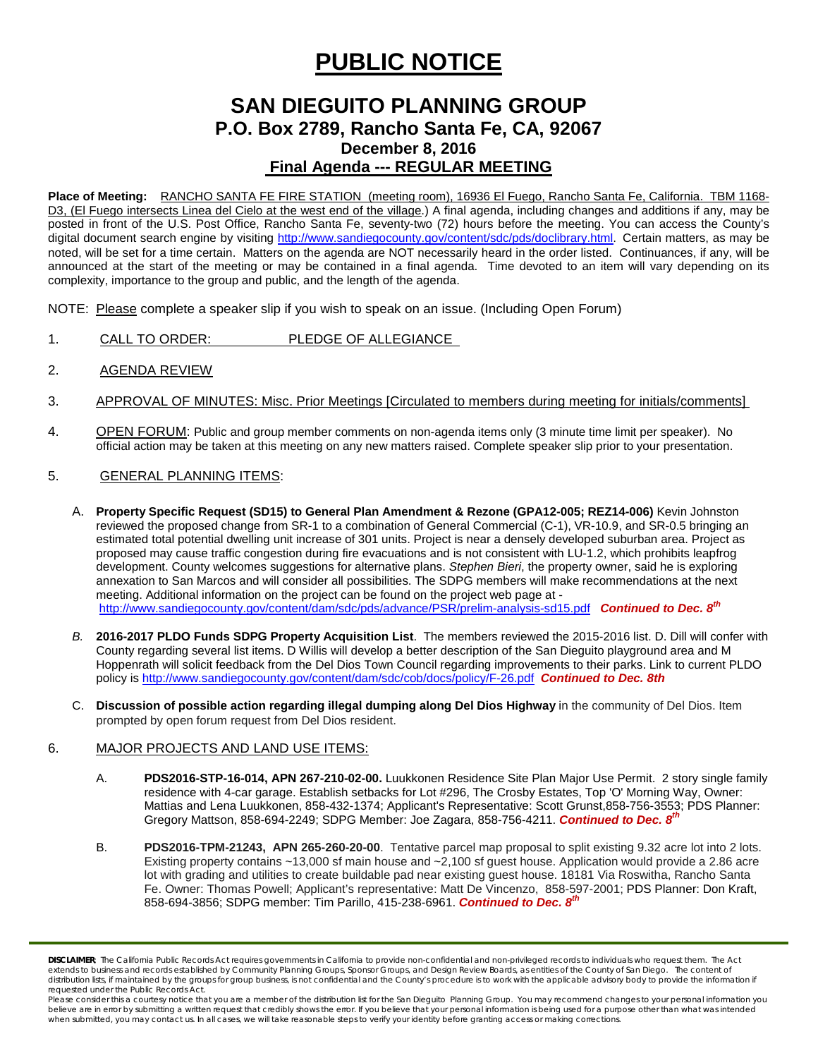# PUBLIC NOTICE

## SAN DIEGUITO PLANNING GROUP
### P.O. Box 2789, Rancho Santa Fe, CA, 92067
### December 8, 2016
### Final Agenda --- REGULAR MEETING

**Place of Meeting:** RANCHO SANTA FE FIRE STATION (meeting room), 16936 El Fuego, Rancho Santa Fe, California. TBM 1168-D3, (El Fuego intersects Linea del Cielo at the west end of the village.) A final agenda, including changes and additions if any, may be posted in front of the U.S. Post Office, Rancho Santa Fe, seventy-two (72) hours before the meeting. You can access the County's digital document search engine by visiting http://www.sandiegocounty.gov/content/sdc/pds/doclibrary.html. Certain matters, as may be noted, will be set for a time certain. Matters on the agenda are NOT necessarily heard in the order listed. Continuances, if any, will be announced at the start of the meeting or may be contained in a final agenda. Time devoted to an item will vary depending on its complexity, importance to the group and public, and the length of the agenda.

NOTE: Please complete a speaker slip if you wish to speak on an issue. (Including Open Forum)

1. CALL TO ORDER: PLEDGE OF ALLEGIANCE

2. AGENDA REVIEW

3. APPROVAL OF MINUTES: Misc. Prior Meetings [Circulated to members during meeting for initials/comments]

4. OPEN FORUM: Public and group member comments on non-agenda items only (3 minute time limit per speaker). No official action may be taken at this meeting on any new matters raised. Complete speaker slip prior to your presentation.

5. GENERAL PLANNING ITEMS:

   A. **Property Specific Request (SD15) to General Plan Amendment & Rezone (GPA12-005; REZ14-006)** Kevin Johnston reviewed the proposed change from SR-1 to a combination of General Commercial (C-1), VR-10.9, and SR-0.5 bringing an estimated total potential dwelling unit increase of 301 units. Project is near a densely developed suburban area. Project as proposed may cause traffic congestion during fire evacuations and is not consistent with LU-1.2, which prohibits leapfrog development. County welcomes suggestions for alternative plans. *Stephen Bieri*, the property owner, said he is exploring annexation to San Marcos and will consider all possibilities. The SDPG members will make recommendations at the next meeting. Additional information on the project can be found on the project web page at - http://www.sandiegocounty.gov/content/dam/sdc/pds/advance/PSR/prelim-analysis-sd15.pdf ***Continued to Dec. 8th***

   B. **2016-2017 PLDO Funds SDPG Property Acquisition List**. The members reviewed the 2015-2016 list. D. Dill will confer with County regarding several list items. D Willis will develop a better description of the San Dieguito playground area and M Hoppenrath will solicit feedback from the Del Dios Town Council regarding improvements to their parks. Link to current PLDO policy is http://www.sandiegocounty.gov/content/dam/sdc/cob/docs/policy/F-26.pdf ***Continued to Dec. 8th***

   C. **Discussion of possible action regarding illegal dumping along Del Dios Highway** in the community of Del Dios. Item prompted by open forum request from Del Dios resident.

6. MAJOR PROJECTS AND LAND USE ITEMS:

   A. **PDS2016-STP-16-014, APN 267-210-02-00.** Luukkonen Residence Site Plan Major Use Permit. 2 story single family residence with 4-car garage. Establish setbacks for Lot #296, The Crosby Estates, Top 'O' Morning Way, Owner: Mattias and Lena Luukkonen, 858-432-1374; Applicant's Representative: Scott Grunst,858-756-3553; PDS Planner: Gregory Mattson, 858-694-2249; SDPG Member: Joe Zagara, 858-756-4211. ***Continued to Dec. 8th***

   B. **PDS2016-TPM-21243, APN 265-260-20-00**. Tentative parcel map proposal to split existing 9.32 acre lot into 2 lots. Existing property contains ~13,000 sf main house and ~2,100 sf guest house. Application would provide a 2.86 acre lot with grading and utilities to create buildable pad near existing guest house. 18181 Via Roswitha, Rancho Santa Fe. Owner: Thomas Powell; Applicant's representative: Matt De Vincenzo, 858-597-2001; PDS Planner: Don Kraft, 858-694-3856; SDPG member: Tim Parillo, 415-238-6961. ***Continued to Dec. 8th***

---

**DISCLAIMER**: The California Public Records Act requires governments in California to provide non-confidential and non-privileged records to individuals who request them. The Act extends to business and records established by Community Planning Groups, Sponsor Groups, and Design Review Boards, as entities of the County of San Diego. The content of distribution lists, if maintained by the groups for group business, is not confidential and the County's procedure is to work with the applicable advisory body to provide the information if requested under the Public Records Act.
Please consider this a courtesy notice that you are a member of the distribution list for the San Dieguito Planning Group. You may recommend changes to your personal information you believe are in error by submitting a written request that credibly shows the error. If you believe that your personal information is being used for a purpose other than what was intended when submitted, you may contact us. In all cases, we will take reasonable steps to verify your identity before granting access or making corrections.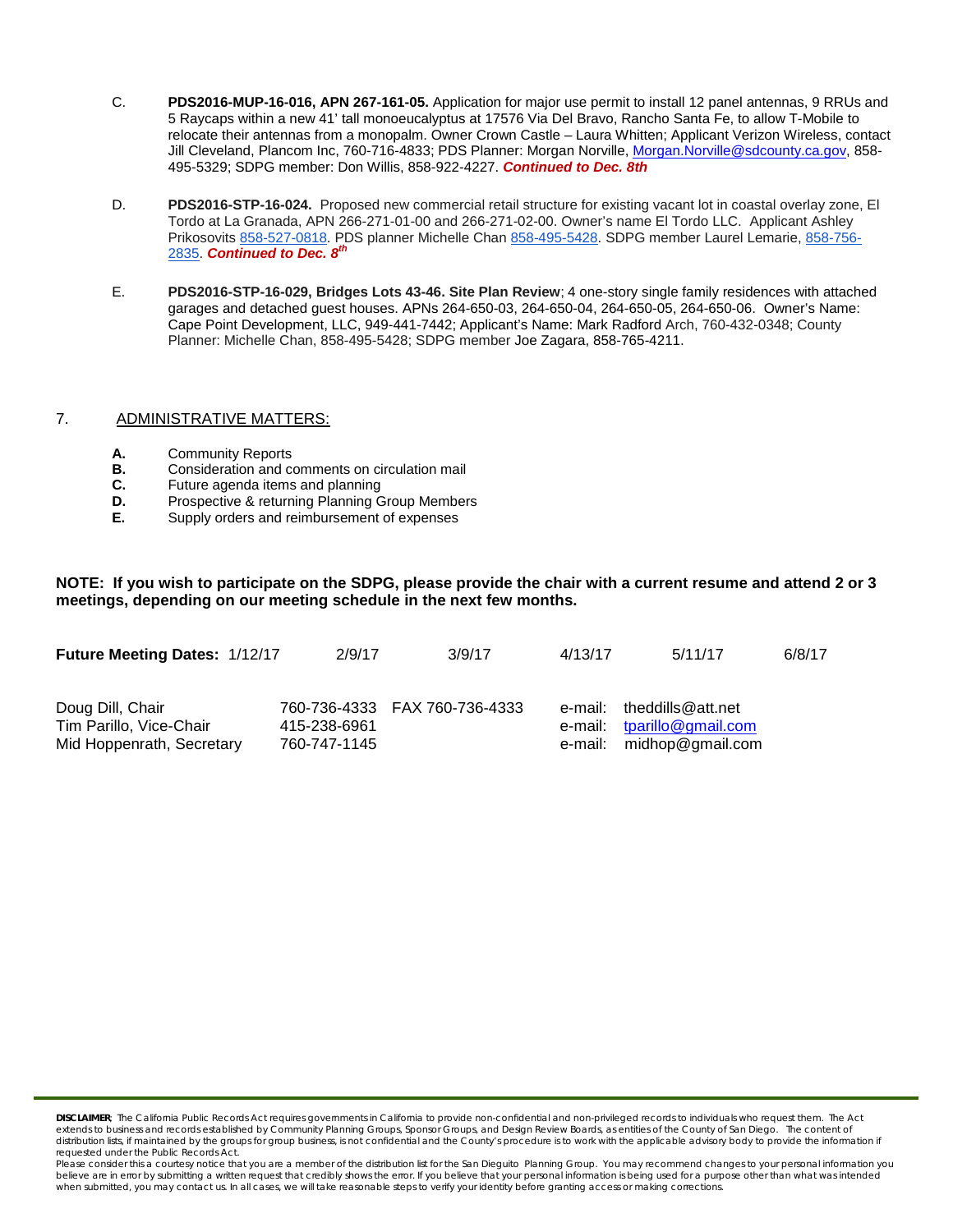C. **PDS2016-MUP-16-016, APN 267-161-05.** Application for major use permit to install 12 panel antennas, 9 RRUs and 5 Raycaps within a new 41' tall monoeucalyptus at 17576 Via Del Bravo, Rancho Santa Fe, to allow T-Mobile to relocate their antennas from a monopalm. Owner Crown Castle – Laura Whitten; Applicant Verizon Wireless, contact Jill Cleveland, Plancom Inc, 760-716-4833; PDS Planner: Morgan Norville, Morgan.Norville@sdcounty.ca.gov, 858-495-5329; SDPG member: Don Willis, 858-922-4227. ***Continued to Dec. 8th***

D. **PDS2016-STP-16-024.** Proposed new commercial retail structure for existing vacant lot in coastal overlay zone, El Tordo at La Granada, APN 266-271-01-00 and 266-271-02-00. Owner's name El Tordo LLC. Applicant Ashley Prikosovits 858-527-0818. PDS planner Michelle Chan 858-495-5428. SDPG member Laurel Lemarie, 858-756-2835. ***Continued to Dec. 8th***

E. **PDS2016-STP-16-029, Bridges Lots 43-46. Site Plan Review**; 4 one-story single family residences with attached garages and detached guest houses. APNs 264-650-03, 264-650-04, 264-650-05, 264-650-06. Owner's Name: Cape Point Development, LLC, 949-441-7442; Applicant's Name: Mark Radford Arch, 760-432-0348; County Planner: Michelle Chan, 858-495-5428; SDPG member Joe Zagara, 858-765-4211.

## 7. ADMINISTRATIVE MATTERS:

- **A.** Community Reports
- **B.** Consideration and comments on circulation mail
- **C.** Future agenda items and planning
- **D.** Prospective & returning Planning Group Members
- **E.** Supply orders and reimbursement of expenses

**NOTE: If you wish to participate on the SDPG, please provide the chair with a current resume and attend 2 or 3 meetings, depending on our meeting schedule in the next few months.**

**Future Meeting Dates:** 1/12/17   2/9/17   3/9/17   4/13/17   5/11/17   6/8/17

| | | | |
|---|---|---|---|
| Doug Dill, Chair | 760-736-4333 | FAX 760-736-4333 | e-mail: theddills@att.net |
| Tim Parillo, Vice-Chair | 415-238-6961 | | e-mail: tparillo@gmail.com |
| Mid Hoppenrath, Secretary | 760-747-1145 | | e-mail: midhop@gmail.com |

**DISCLAIMER**; The California Public Records Act requires governments in California to provide non-confidential and non-privileged records to individuals who request them. The Act extends to business and records established by Community Planning Groups, Sponsor Groups, and Design Review Boards, as entities of the County of San Diego. The content of distribution lists, if maintained by the groups for group business, is not confidential and the County's procedure is to work with the applicable advisory body to provide the information if requested under the Public Records Act.
Please consider this a courtesy notice that you are a member of the distribution list for the San Dieguito Planning Group. You may recommend changes to your personal information you believe are in error by submitting a written request that credibly shows the error. If you believe that your personal information is being used for a purpose other than what was intended when submitted, you may contact us. In all cases, we will take reasonable steps to verify your identity before granting access or making corrections.